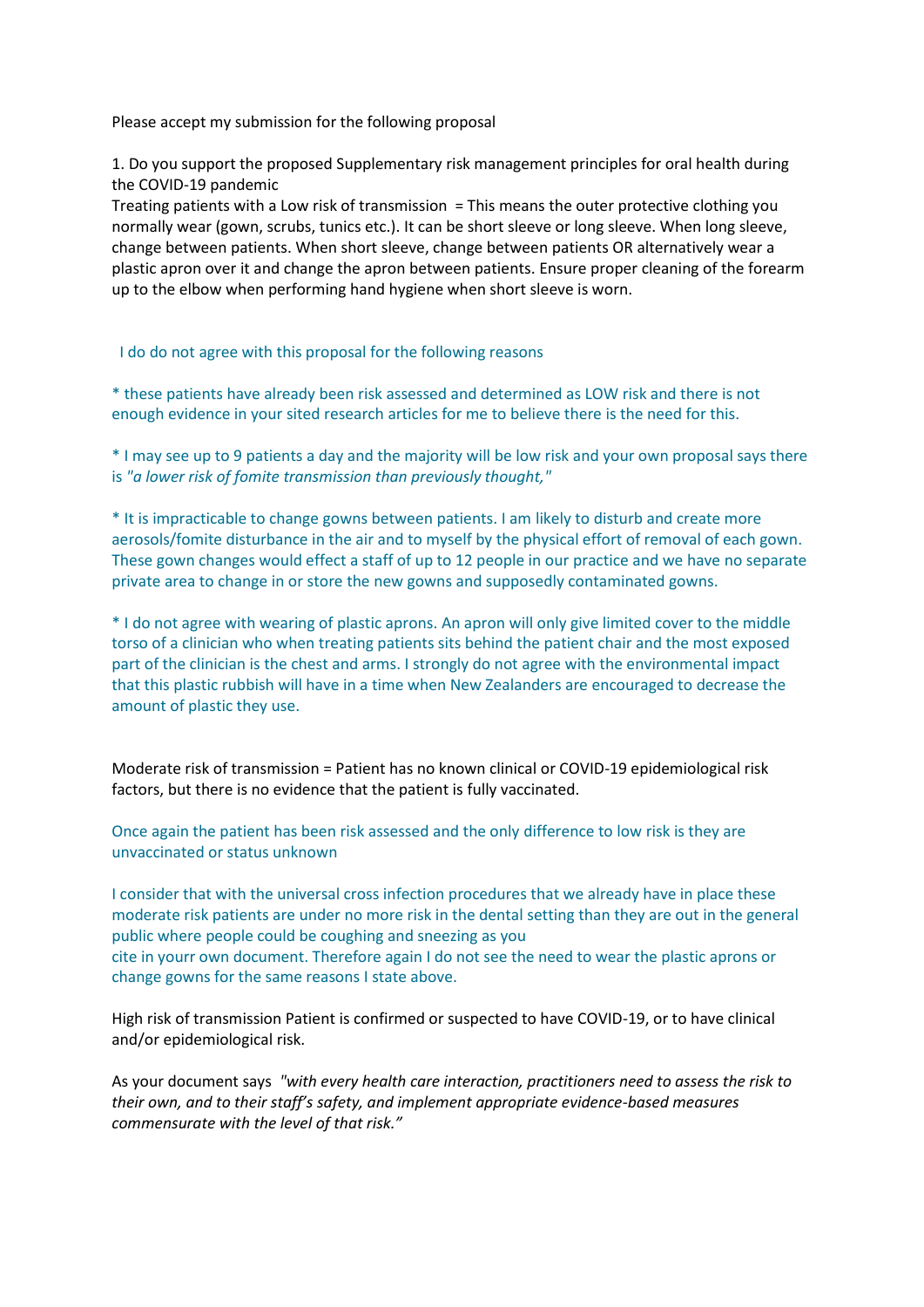Please accept my submission for the following proposal

1. Do you support the proposed Supplementary risk management principles for oral health during the COVID-19 pandemic

Treating patients with a Low risk of transmission = This means the outer protective clothing you normally wear (gown, scrubs, tunics etc.). It can be short sleeve or long sleeve. When long sleeve, change between patients. When short sleeve, change between patients OR alternatively wear a plastic apron over it and change the apron between patients. Ensure proper cleaning of the forearm up to the elbow when performing hand hygiene when short sleeve is worn.

I do do not agree with this proposal for the following reasons

* these patients have already been risk assessed and determined as LOW risk and there is not enough evidence in your sited research articles for me to believe there is the need for this.

* I may see up to 9 patients a day and the majority will be low risk and your own proposal says there is *"a lower risk of fomite transmission than previously thought,"*

* It is impracticable to change gowns between patients. I am likely to disturb and create more aerosols/fomite disturbance in the air and to myself by the physical effort of removal of each gown. These gown changes would effect a staff of up to 12 people in our practice and we have no separate private area to change in or store the new gowns and supposedly contaminated gowns.

* I do not agree with wearing of plastic aprons. An apron will only give limited cover to the middle torso of a clinician who when treating patients sits behind the patient chair and the most exposed part of the clinician is the chest and arms. I strongly do not agree with the environmental impact that this plastic rubbish will have in a time when New Zealanders are encouraged to decrease the amount of plastic they use.

Moderate risk of transmission = Patient has no known clinical or COVID-19 epidemiological risk factors, but there is no evidence that the patient is fully vaccinated.

Once again the patient has been risk assessed and the only difference to low risk is they are unvaccinated or status unknown

I consider that with the universal cross infection procedures that we already have in place these moderate risk patients are under no more risk in the dental setting than they are out in the general public where people could be coughing and sneezing as you
cite in yourr own document. Therefore again I do not see the need to wear the plastic aprons or change gowns for the same reasons I state above.

High risk of transmission Patient is confirmed or suspected to have COVID-19, or to have clinical and/or epidemiological risk.

As your document says *"with every health care interaction, practitioners need to assess the risk to their own, and to their staff's safety, and implement appropriate evidence-based measures commensurate with the level of that risk."*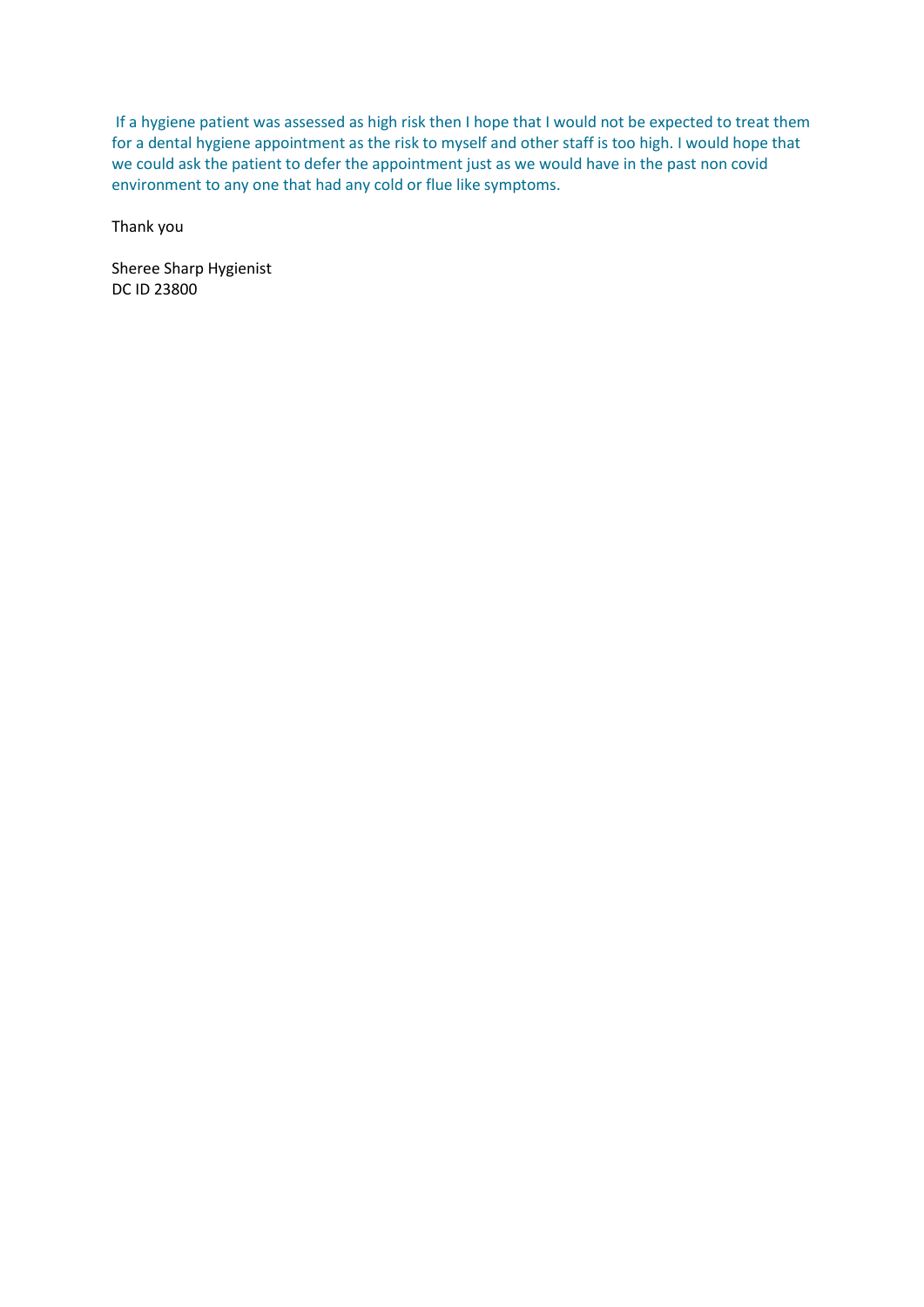If a hygiene patient was assessed as high risk then I hope that I would not be expected to treat them for a dental hygiene appointment as the risk to myself and other staff is too high. I would hope that we could ask the patient to defer the appointment just as we would have in the past non covid environment to any one that had any cold or flue like symptoms.

Thank you

Sheree Sharp Hygienist  
DC ID 23800